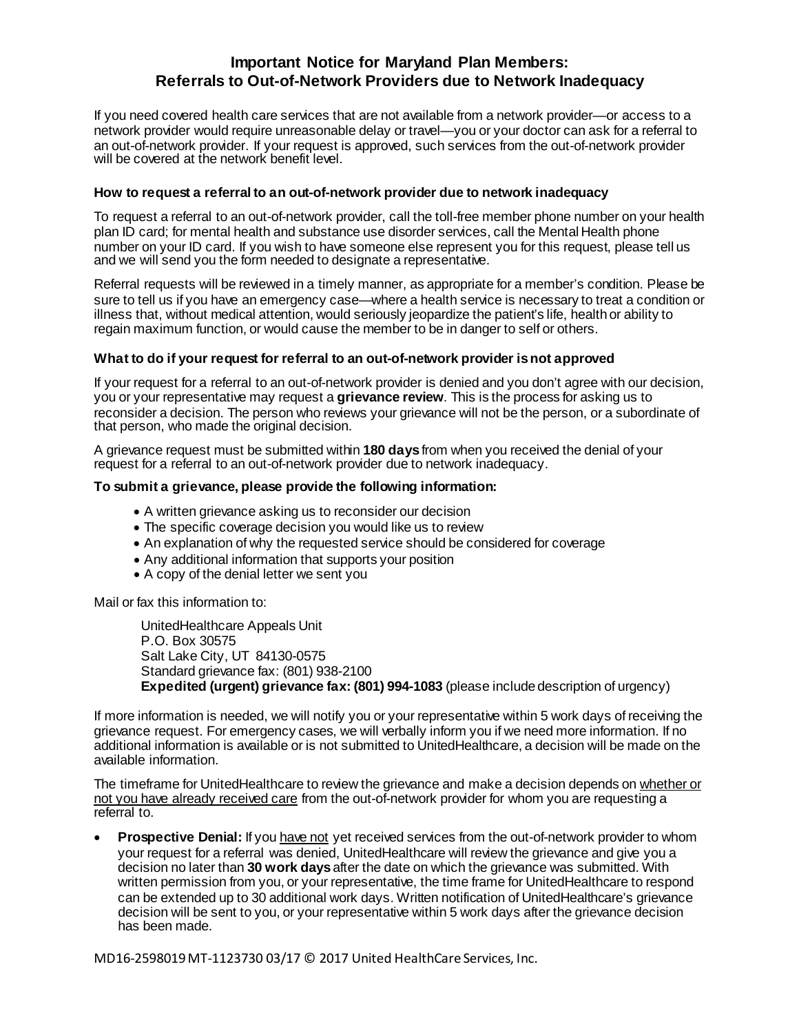# Important Notice for Maryland Plan Members: Referrals to Out-of-Network Providers due to Network Inadequacy

If you need covered health care services that are not available from a network provider—or access to a network provider would require unreasonable delay or travel—you or your doctor can ask for a referral to an out-of-network provider. If your request is approved, such services from the out-of-network provider will be covered at the network benefit level.

### How to request a referral to an out-of-network provider due to network inadequacy

To request a referral to an out-of-network provider, call the toll-free member phone number on your health plan ID card; for mental health and substance use disorder services, call the Mental Health phone number on your ID card. If you wish to have someone else represent you for this request, please tell us and we will send you the form needed to designate a representative.

Referral requests will be reviewed in a timely manner, as appropriate for a member's condition. Please be sure to tell us if you have an emergency case—where a health service is necessary to treat a condition or illness that, without medical attention, would seriously jeopardize the patient's life, health or ability to regain maximum function, or would cause the member to be in danger to self or others.

### What to do if your request for referral to an out-of-network provider is not approved

If your request for a referral to an out-of-network provider is denied and you don't agree with our decision, you or your representative may request a **grievance review**. This is the process for asking us to reconsider a decision. The person who reviews your grievance will not be the person, or a subordinate of that person, who made the original decision.

A grievance request must be submitted within **180 days** from when you received the denial of your request for a referral to an out-of-network provider due to network inadequacy.

### To submit a grievance, please provide the following information:

- A written grievance asking us to reconsider our decision
- The specific coverage decision you would like us to review
- An explanation of why the requested service should be considered for coverage
- Any additional information that supports your position
- A copy of the denial letter we sent you

Mail or fax this information to:

UnitedHealthcare Appeals Unit
P.O. Box 30575
Salt Lake City, UT 84130-0575
Standard grievance fax: (801) 938-2100
**Expedited (urgent) grievance fax: (801) 994-1083** (please include description of urgency)

If more information is needed, we will notify you or your representative within 5 work days of receiving the grievance request. For emergency cases, we will verbally inform you if we need more information. If no additional information is available or is not submitted to UnitedHealthcare, a decision will be made on the available information.

The timeframe for UnitedHealthcare to review the grievance and make a decision depends on whether or not you have already received care from the out-of-network provider for whom you are requesting a referral to.

- **Prospective Denial:** If you have not yet received services from the out-of-network provider to whom your request for a referral was denied, UnitedHealthcare will review the grievance and give you a decision no later than **30 work days** after the date on which the grievance was submitted. With written permission from you, or your representative, the time frame for UnitedHealthcare to respond can be extended up to 30 additional work days. Written notification of UnitedHealthcare's grievance decision will be sent to you, or your representative within 5 work days after the grievance decision has been made.

MD16-2598019 MT-1123730 03/17 © 2017 United HealthCare Services, Inc.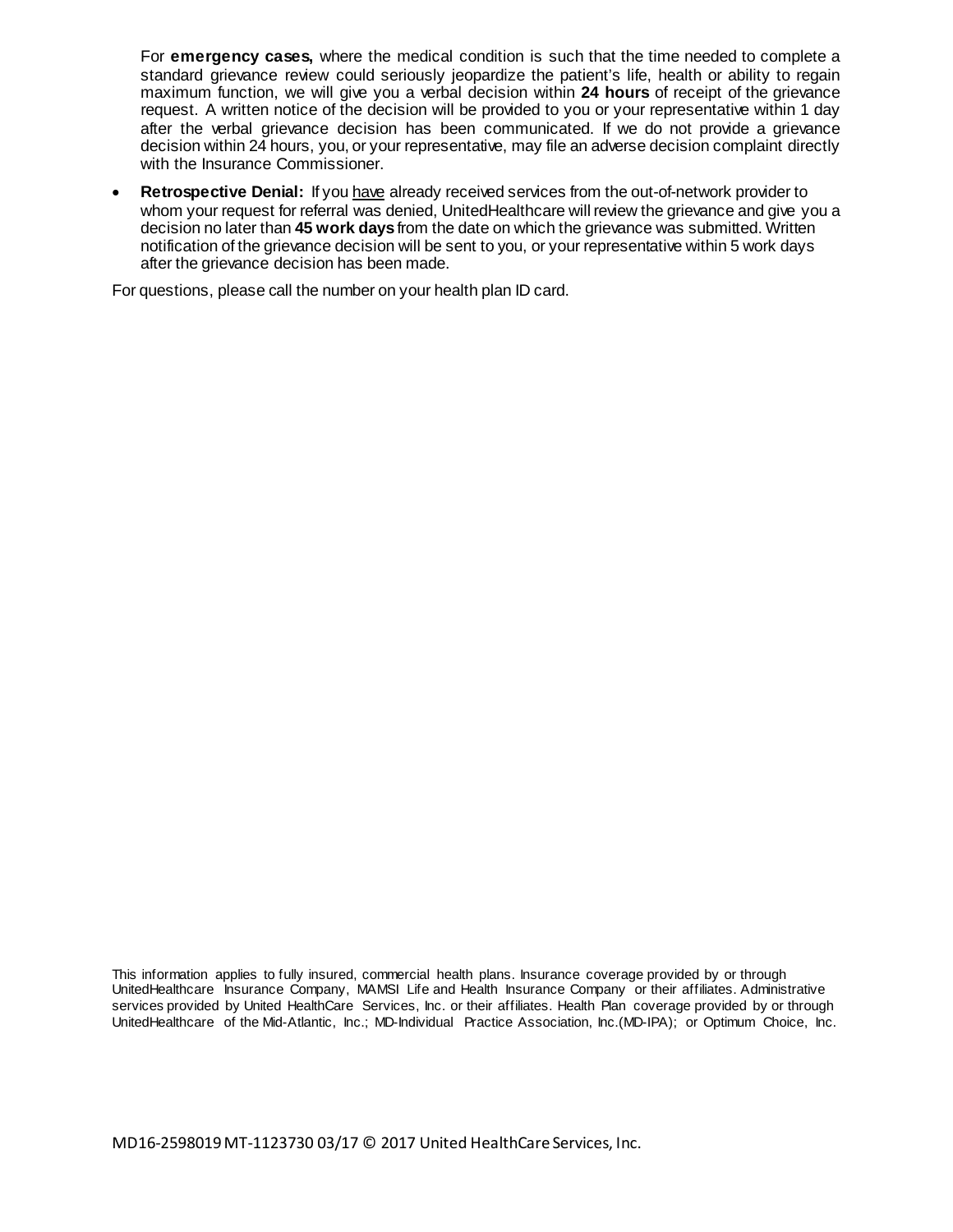For **emergency cases,** where the medical condition is such that the time needed to complete a standard grievance review could seriously jeopardize the patient's life, health or ability to regain maximum function, we will give you a verbal decision within **24 hours** of receipt of the grievance request. A written notice of the decision will be provided to you or your representative within 1 day after the verbal grievance decision has been communicated. If we do not provide a grievance decision within 24 hours, you, or your representative, may file an adverse decision complaint directly with the Insurance Commissioner.

- **Retrospective Denial:** If you <u>have</u> already received services from the out-of-network provider to whom your request for referral was denied, UnitedHealthcare will review the grievance and give you a decision no later than **45 work days** from the date on which the grievance was submitted. Written notification of the grievance decision will be sent to you, or your representative within 5 work days after the grievance decision has been made.

For questions, please call the number on your health plan ID card.

This information applies to fully insured, commercial health plans. Insurance coverage provided by or through UnitedHealthcare Insurance Company, MAMSI Life and Health Insurance Company or their affiliates. Administrative services provided by United HealthCare Services, Inc. or their affiliates. Health Plan coverage provided by or through UnitedHealthcare of the Mid-Atlantic, Inc.; MD-Individual Practice Association, Inc.(MD-IPA); or Optimum Choice, Inc.

MD16-2598019 MT-1123730 03/17 © 2017 United HealthCare Services, Inc.